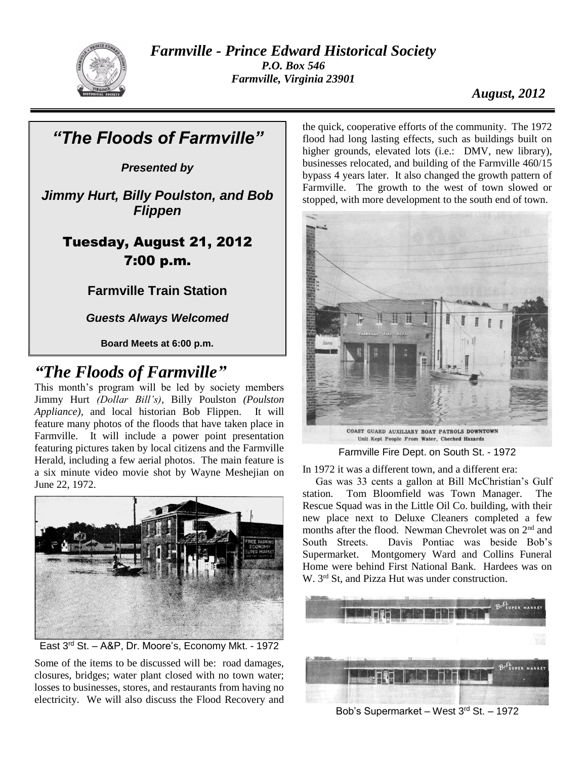# *Farmville - Prince Edward Historical Society*

***P.O. Box 546***
***Farmville, Virginia 23901***

***August, 2012***

## *"The Floods of Farmville"*

***Presented by***

***Jimmy Hurt, Billy Poulston, and Bob Flippen***

**Tuesday, August 21, 2012**
**7:00 p.m.**

**Farmville Train Station**

***Guests Always Welcomed***

**Board Meets at 6:00 p.m.**

## *"The Floods of Farmville"*

This month's program will be led by society members Jimmy Hurt *(Dollar Bill's)*, Billy Poulston *(Poulston Appliance)*, and local historian Bob Flippen. It will feature many photos of the floods that have taken place in Farmville. It will include a power point presentation featuring pictures taken by local citizens and the Farmville Herald, including a few aerial photos. The main feature is a six minute video movie shot by Wayne Meshejian on June 22, 1972.

East 3rd St. – A&P, Dr. Moore's, Economy Mkt. - 1972

Some of the items to be discussed will be: road damages, closures, bridges; water plant closed with no town water; losses to businesses, stores, and restaurants from having no electricity. We will also discuss the Flood Recovery and the quick, cooperative efforts of the community. The 1972 flood had long lasting effects, such as buildings built on higher grounds, elevated lots (i.e.: DMV, new library), businesses relocated, and building of the Farmville 460/15 bypass 4 years later. It also changed the growth pattern of Farmville. The growth to the west of town slowed or stopped, with more development to the south end of town.

COAST GUARD AUXILIARY BOAT PATROLS DOWNTOWN
Unit Kept People From Water, Checked Hazards

Farmville Fire Dept. on South St. - 1972

In 1972 it was a different town, and a different era:

Gas was 33 cents a gallon at Bill McChristian's Gulf station. Tom Bloomfield was Town Manager. The Rescue Squad was in the Little Oil Co. building, with their new place next to Deluxe Cleaners completed a few months after the flood. Newman Chevrolet was on 2nd and South Streets. Davis Pontiac was beside Bob's Supermarket. Montgomery Ward and Collins Funeral Home were behind First National Bank. Hardees was on W. 3rd St, and Pizza Hut was under construction.

Bob's Supermarket – West 3rd St. – 1972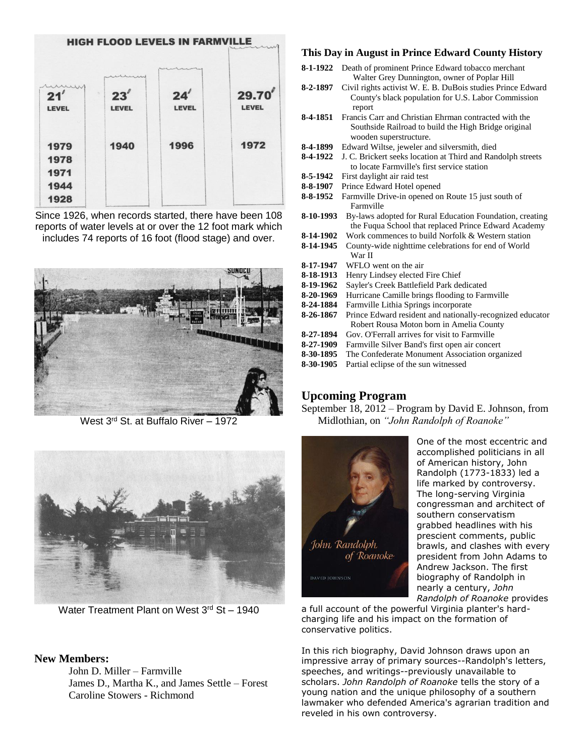HIGH FLOOD LEVELS IN FARMVILLE

21' LEVEL
1979
1978
1971
1944
1928

23' LEVEL
1940

24' LEVEL
1996

29.70' LEVEL
1972

Since 1926, when records started, there have been 108 reports of water levels at or over the 12 foot mark which includes 74 reports of 16 foot (flood stage) and over.

West 3rd St. at Buffalo River – 1972

Water Treatment Plant on West 3rd St – 1940

## New Members:

John D. Miller – Farmville
James D., Martha K., and James Settle – Forest
Caroline Stowers - Richmond

## This Day in August in Prince Edward County History

| | |
|---|---|
| **8-1-1922** | Death of prominent Prince Edward tobacco merchant Walter Grey Dunnington, owner of Poplar Hill |
| **8-2-1897** | Civil rights activist W. E. B. DuBois studies Prince Edward County's black population for U.S. Labor Commission report |
| **8-4-1851** | Francis Carr and Christian Ehrman contracted with the Southside Railroad to build the High Bridge original wooden superstructure. |
| **8-4-1899** | Edward Wiltse, jeweler and silversmith, died |
| **8-4-1922** | J. C. Brickert seeks location at Third and Randolph streets to locate Farmville's first service station |
| **8-5-1942** | First daylight air raid test |
| **8-8-1907** | Prince Edward Hotel opened |
| **8-8-1952** | Farmville Drive-in opened on Route 15 just south of Farmville |
| **8-10-1993** | By-laws adopted for Rural Education Foundation, creating the Fuqua School that replaced Prince Edward Academy |
| **8-14-1902** | Work commences to build Norfolk & Western station |
| **8-14-1945** | County-wide nighttime celebrations for end of World War II |
| **8-17-1947** | WFLO went on the air |
| **8-18-1913** | Henry Lindsey elected Fire Chief |
| **8-19-1962** | Sayler's Creek Battlefield Park dedicated |
| **8-20-1969** | Hurricane Camille brings flooding to Farmville |
| **8-24-1884** | Farmville Lithia Springs incorporate |
| **8-26-1867** | Prince Edward resident and nationally-recognized educator Robert Rousa Moton born in Amelia County |
| **8-27-1894** | Gov. O'Ferrall arrives for visit to Farmville |
| **8-27-1909** | Farmville Silver Band's first open air concert |
| **8-30-1895** | The Confederate Monument Association organized |
| **8-30-1905** | Partial eclipse of the sun witnessed |

## Upcoming Program

September 18, 2012 – Program by David E. Johnson, from Midlothian, on *"John Randolph of Roanoke"*

One of the most eccentric and accomplished politicians in all of American history, John Randolph (1773-1833) led a life marked by controversy. The long-serving Virginia congressman and architect of southern conservatism grabbed headlines with his prescient comments, public brawls, and clashes with every president from John Adams to Andrew Jackson. The first biography of Randolph in nearly a century, *John Randolph of Roanoke* provides a full account of the powerful Virginia planter's hard-charging life and his impact on the formation of conservative politics.

In this rich biography, David Johnson draws upon an impressive array of primary sources--Randolph's letters, speeches, and writings--previously unavailable to scholars. *John Randolph of Roanoke* tells the story of a young nation and the unique philosophy of a southern lawmaker who defended America's agrarian tradition and reveled in his own controversy.